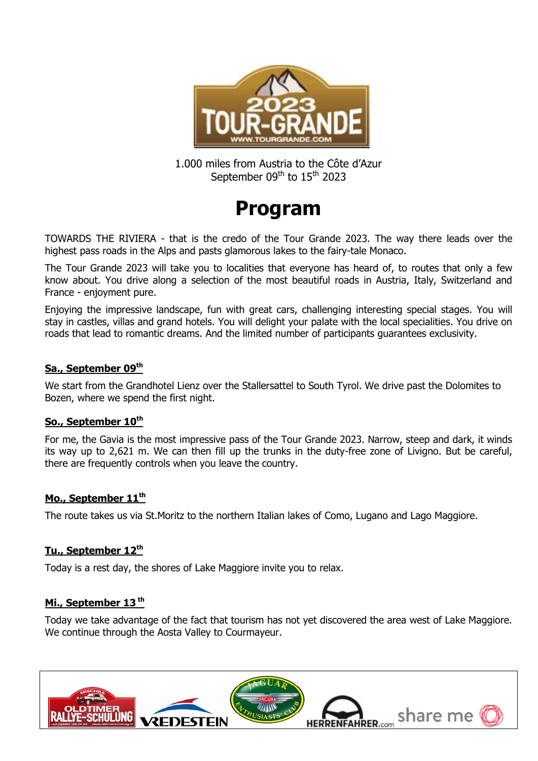1.000 miles from Austria to the Côte d'Azur
September 09th to 15th 2023

# Program

TOWARDS THE RIVIERA - that is the credo of the Tour Grande 2023. The way there leads over the highest pass roads in the Alps and pasts glamorous lakes to the fairy-tale Monaco.

The Tour Grande 2023 will take you to localities that everyone has heard of, to routes that only a few know about. You drive along a selection of the most beautiful roads in Austria, Italy, Switzerland and France - enjoyment pure.

Enjoying the impressive landscape, fun with great cars, challenging interesting special stages. You will stay in castles, villas and grand hotels. You will delight your palate with the local specialities. You drive on roads that lead to romantic dreams. And the limited number of participants guarantees exclusivity.

#### Sa., September 09th

We start from the Grandhotel Lienz over the Stallersattel to South Tyrol. We drive past the Dolomites to Bozen, where we spend the first night.

#### So., September 10th

For me, the Gavia is the most impressive pass of the Tour Grande 2023. Narrow, steep and dark, it winds its way up to 2,621 m. We can then fill up the trunks in the duty-free zone of Livigno. But be careful, there are frequently controls when you leave the country.

#### Mo., September 11th

The route takes us via St.Moritz to the northern Italian lakes of Como, Lugano and Lago Maggiore.

#### Tu., September 12th

Today is a rest day, the shores of Lake Maggiore invite you to relax.

#### Mi., September 13th

Today we take advantage of the fact that tourism has not yet discovered the area west of Lake Maggiore. We continue through the Aosta Valley to Courmayeur.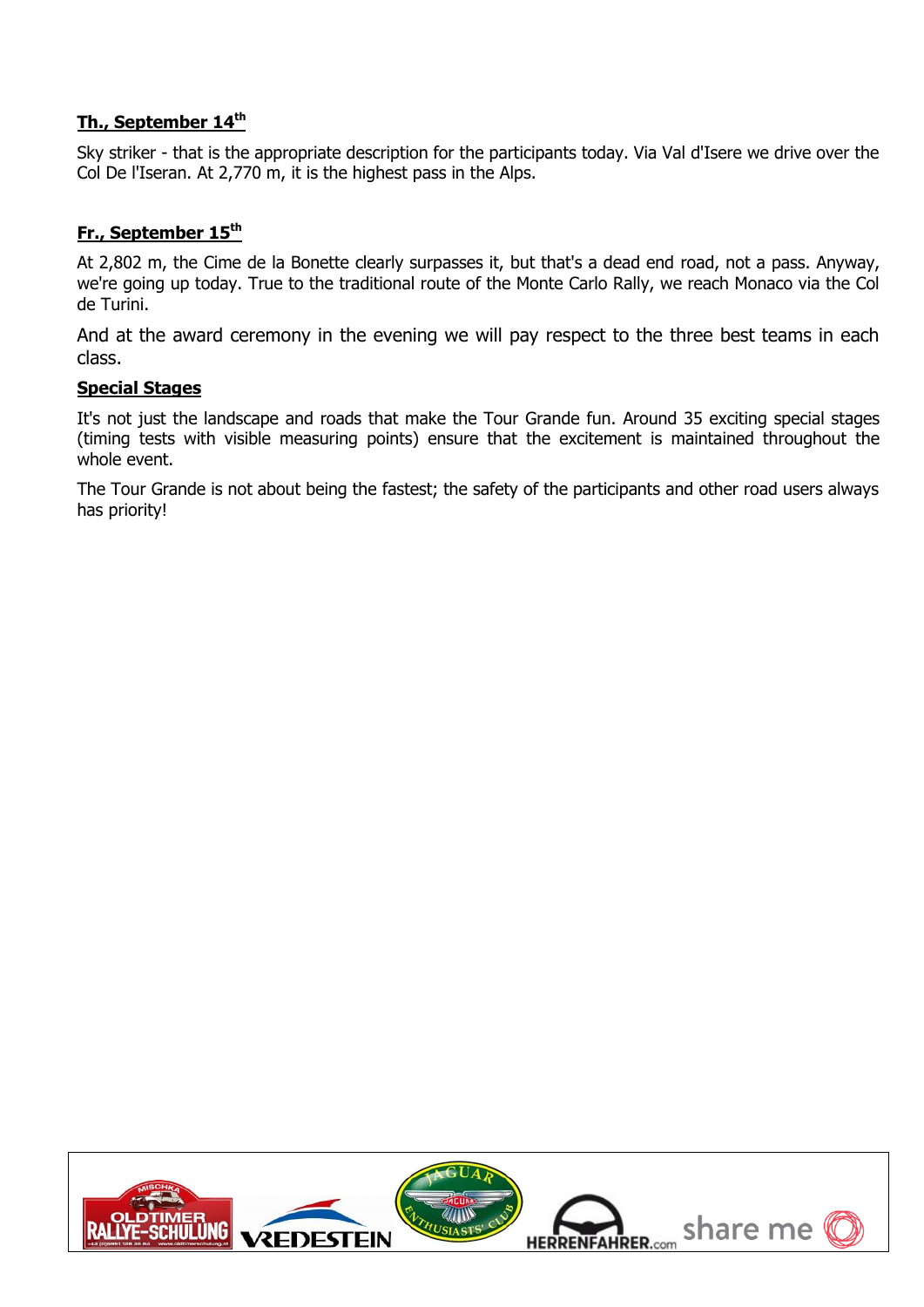**Th., September 14th**

Sky striker - that is the appropriate description for the participants today. Via Val d'Isere we drive over the Col De l'Iseran. At 2,770 m, it is the highest pass in the Alps.

**Fr., September 15th**

At 2,802 m, the Cime de la Bonette clearly surpasses it, but that's a dead end road, not a pass. Anyway, we're going up today. True to the traditional route of the Monte Carlo Rally, we reach Monaco via the Col de Turini.

And at the award ceremony in the evening we will pay respect to the three best teams in each class.

**Special Stages**

It's not just the landscape and roads that make the Tour Grande fun. Around 35 exciting special stages (timing tests with visible measuring points) ensure that the excitement is maintained throughout the whole event.

The Tour Grande is not about being the fastest; the safety of the participants and other road users always has priority!